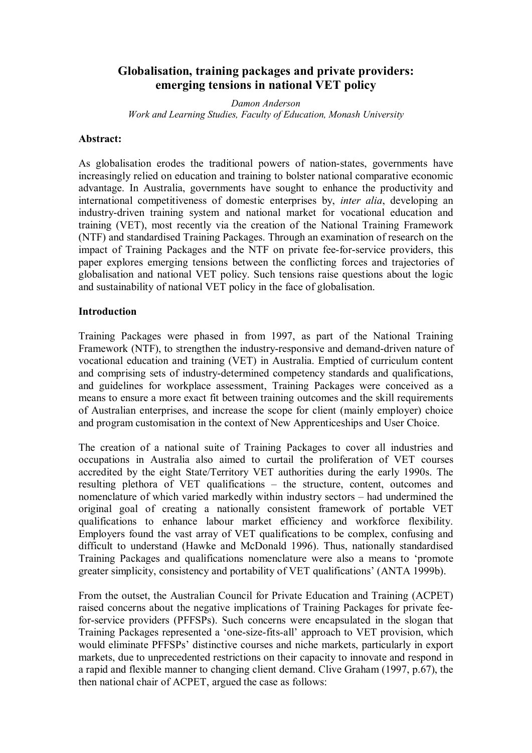# Globalisation, training packages and private providers: emerging tensions in national VET policy

*Damon Anderson*
*Work and Learning Studies, Faculty of Education, Monash University*

**Abstract:**

As globalisation erodes the traditional powers of nation-states, governments have increasingly relied on education and training to bolster national comparative economic advantage. In Australia, governments have sought to enhance the productivity and international competitiveness of domestic enterprises by, *inter alia*, developing an industry-driven training system and national market for vocational education and training (VET), most recently via the creation of the National Training Framework (NTF) and standardised Training Packages. Through an examination of research on the impact of Training Packages and the NTF on private fee-for-service providers, this paper explores emerging tensions between the conflicting forces and trajectories of globalisation and national VET policy. Such tensions raise questions about the logic and sustainability of national VET policy in the face of globalisation.

**Introduction**

Training Packages were phased in from 1997, as part of the National Training Framework (NTF), to strengthen the industry-responsive and demand-driven nature of vocational education and training (VET) in Australia. Emptied of curriculum content and comprising sets of industry-determined competency standards and qualifications, and guidelines for workplace assessment, Training Packages were conceived as a means to ensure a more exact fit between training outcomes and the skill requirements of Australian enterprises, and increase the scope for client (mainly employer) choice and program customisation in the context of New Apprenticeships and User Choice.

The creation of a national suite of Training Packages to cover all industries and occupations in Australia also aimed to curtail the proliferation of VET courses accredited by the eight State/Territory VET authorities during the early 1990s. The resulting plethora of VET qualifications – the structure, content, outcomes and nomenclature of which varied markedly within industry sectors – had undermined the original goal of creating a nationally consistent framework of portable VET qualifications to enhance labour market efficiency and workforce flexibility. Employers found the vast array of VET qualifications to be complex, confusing and difficult to understand (Hawke and McDonald 1996). Thus, nationally standardised Training Packages and qualifications nomenclature were also a means to 'promote greater simplicity, consistency and portability of VET qualifications' (ANTA 1999b).

From the outset, the Australian Council for Private Education and Training (ACPET) raised concerns about the negative implications of Training Packages for private fee-for-service providers (PFFSPs). Such concerns were encapsulated in the slogan that Training Packages represented a 'one-size-fits-all' approach to VET provision, which would eliminate PFFSPs' distinctive courses and niche markets, particularly in export markets, due to unprecedented restrictions on their capacity to innovate and respond in a rapid and flexible manner to changing client demand. Clive Graham (1997, p.67), the then national chair of ACPET, argued the case as follows: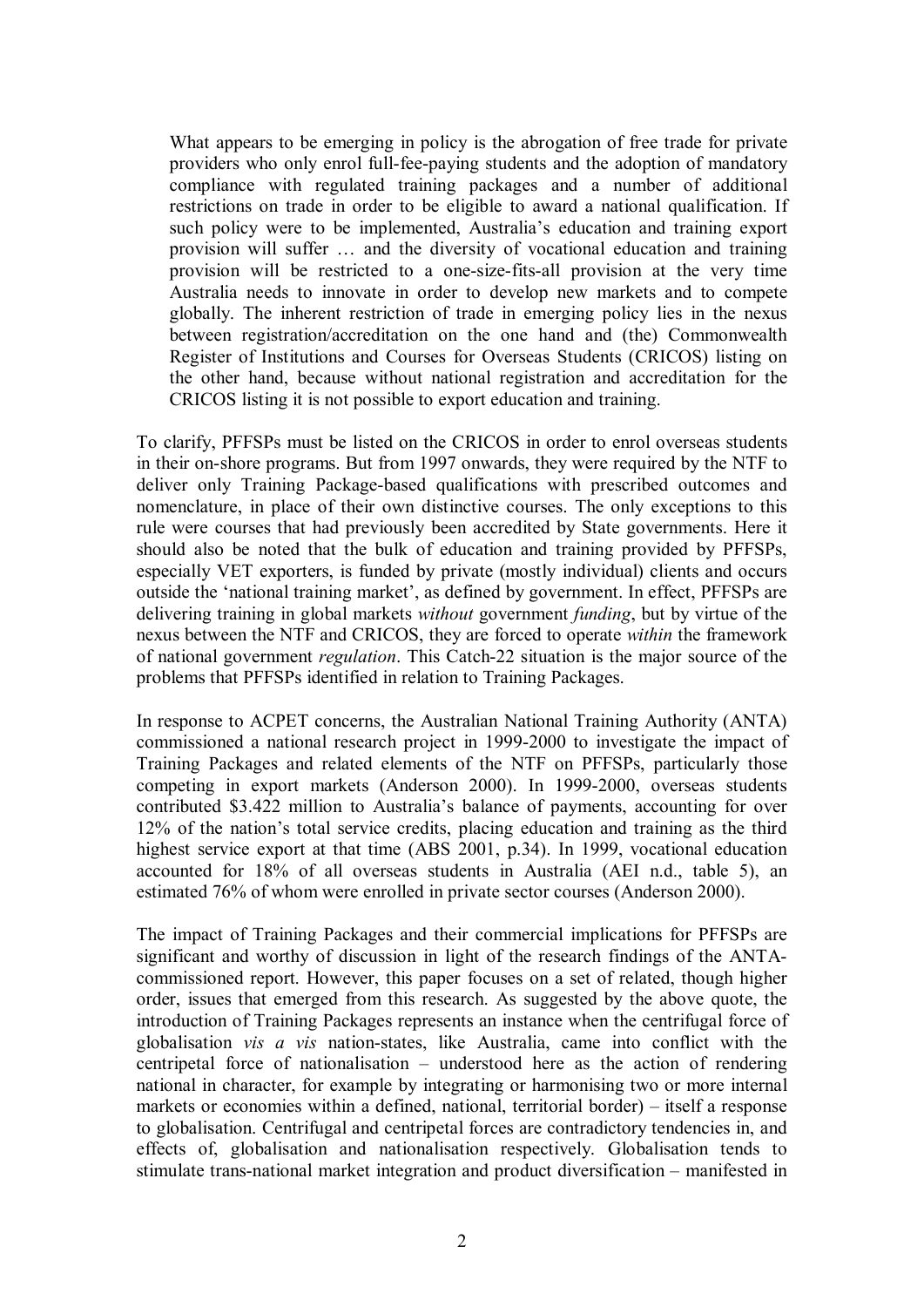> What appears to be emerging in policy is the abrogation of free trade for private providers who only enrol full-fee-paying students and the adoption of mandatory compliance with regulated training packages and a number of additional restrictions on trade in order to be eligible to award a national qualification. If such policy were to be implemented, Australia's education and training export provision will suffer … and the diversity of vocational education and training provision will be restricted to a one-size-fits-all provision at the very time Australia needs to innovate in order to develop new markets and to compete globally. The inherent restriction of trade in emerging policy lies in the nexus between registration/accreditation on the one hand and (the) Commonwealth Register of Institutions and Courses for Overseas Students (CRICOS) listing on the other hand, because without national registration and accreditation for the CRICOS listing it is not possible to export education and training.

To clarify, PFFSPs must be listed on the CRICOS in order to enrol overseas students in their on-shore programs. But from 1997 onwards, they were required by the NTF to deliver only Training Package-based qualifications with prescribed outcomes and nomenclature, in place of their own distinctive courses. The only exceptions to this rule were courses that had previously been accredited by State governments. Here it should also be noted that the bulk of education and training provided by PFFSPs, especially VET exporters, is funded by private (mostly individual) clients and occurs outside the 'national training market', as defined by government. In effect, PFFSPs are delivering training in global markets *without* government *funding*, but by virtue of the nexus between the NTF and CRICOS, they are forced to operate *within* the framework of national government *regulation*. This Catch-22 situation is the major source of the problems that PFFSPs identified in relation to Training Packages.

In response to ACPET concerns, the Australian National Training Authority (ANTA) commissioned a national research project in 1999-2000 to investigate the impact of Training Packages and related elements of the NTF on PFFSPs, particularly those competing in export markets (Anderson 2000). In 1999-2000, overseas students contributed \$3.422 million to Australia's balance of payments, accounting for over 12% of the nation's total service credits, placing education and training as the third highest service export at that time (ABS 2001, p.34). In 1999, vocational education accounted for 18% of all overseas students in Australia (AEI n.d., table 5), an estimated 76% of whom were enrolled in private sector courses (Anderson 2000).

The impact of Training Packages and their commercial implications for PFFSPs are significant and worthy of discussion in light of the research findings of the ANTA-commissioned report. However, this paper focuses on a set of related, though higher order, issues that emerged from this research. As suggested by the above quote, the introduction of Training Packages represents an instance when the centrifugal force of globalisation *vis a vis* nation-states, like Australia, came into conflict with the centripetal force of nationalisation – understood here as the action of rendering national in character, for example by integrating or harmonising two or more internal markets or economies within a defined, national, territorial border) – itself a response to globalisation. Centrifugal and centripetal forces are contradictory tendencies in, and effects of, globalisation and nationalisation respectively. Globalisation tends to stimulate trans-national market integration and product diversification – manifested in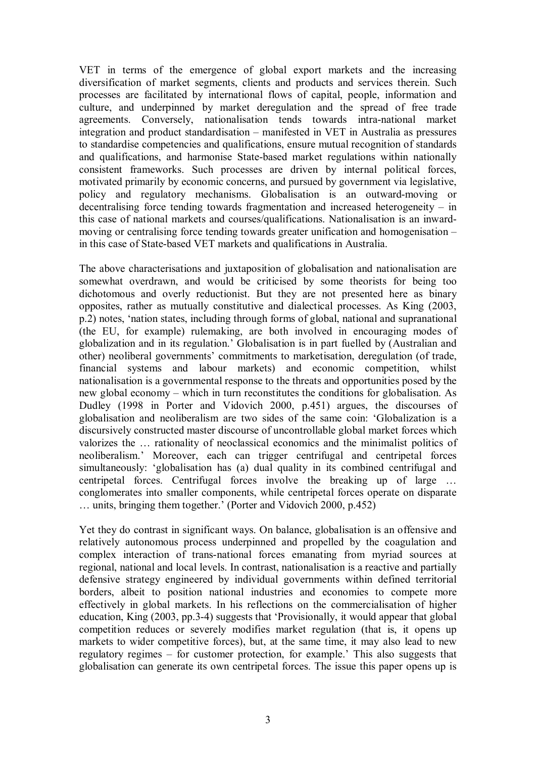VET in terms of the emergence of global export markets and the increasing diversification of market segments, clients and products and services therein. Such processes are facilitated by international flows of capital, people, information and culture, and underpinned by market deregulation and the spread of free trade agreements. Conversely, nationalisation tends towards intra-national market integration and product standardisation – manifested in VET in Australia as pressures to standardise competencies and qualifications, ensure mutual recognition of standards and qualifications, and harmonise State-based market regulations within nationally consistent frameworks. Such processes are driven by internal political forces, motivated primarily by economic concerns, and pursued by government via legislative, policy and regulatory mechanisms. Globalisation is an outward-moving or decentralising force tending towards fragmentation and increased heterogeneity – in this case of national markets and courses/qualifications. Nationalisation is an inward-moving or centralising force tending towards greater unification and homogenisation – in this case of State-based VET markets and qualifications in Australia.

The above characterisations and juxtaposition of globalisation and nationalisation are somewhat overdrawn, and would be criticised by some theorists for being too dichotomous and overly reductionist. But they are not presented here as binary opposites, rather as mutually constitutive and dialectical processes. As King (2003, p.2) notes, 'nation states, including through forms of global, national and supranational (the EU, for example) rulemaking, are both involved in encouraging modes of globalization and in its regulation.' Globalisation is in part fuelled by (Australian and other) neoliberal governments' commitments to marketisation, deregulation (of trade, financial systems and labour markets) and economic competition, whilst nationalisation is a governmental response to the threats and opportunities posed by the new global economy – which in turn reconstitutes the conditions for globalisation. As Dudley (1998 in Porter and Vidovich 2000, p.451) argues, the discourses of globalisation and neoliberalism are two sides of the same coin: 'Globalization is a discursively constructed master discourse of uncontrollable global market forces which valorizes the … rationality of neoclassical economics and the minimalist politics of neoliberalism.' Moreover, each can trigger centrifugal and centripetal forces simultaneously: 'globalisation has (a) dual quality in its combined centrifugal and centripetal forces. Centrifugal forces involve the breaking up of large … conglomerates into smaller components, while centripetal forces operate on disparate … units, bringing them together.' (Porter and Vidovich 2000, p.452)

Yet they do contrast in significant ways. On balance, globalisation is an offensive and relatively autonomous process underpinned and propelled by the coagulation and complex interaction of trans-national forces emanating from myriad sources at regional, national and local levels. In contrast, nationalisation is a reactive and partially defensive strategy engineered by individual governments within defined territorial borders, albeit to position national industries and economies to compete more effectively in global markets. In his reflections on the commercialisation of higher education, King (2003, pp.3-4) suggests that 'Provisionally, it would appear that global competition reduces or severely modifies market regulation (that is, it opens up markets to wider competitive forces), but, at the same time, it may also lead to new regulatory regimes – for customer protection, for example.' This also suggests that globalisation can generate its own centripetal forces. The issue this paper opens up is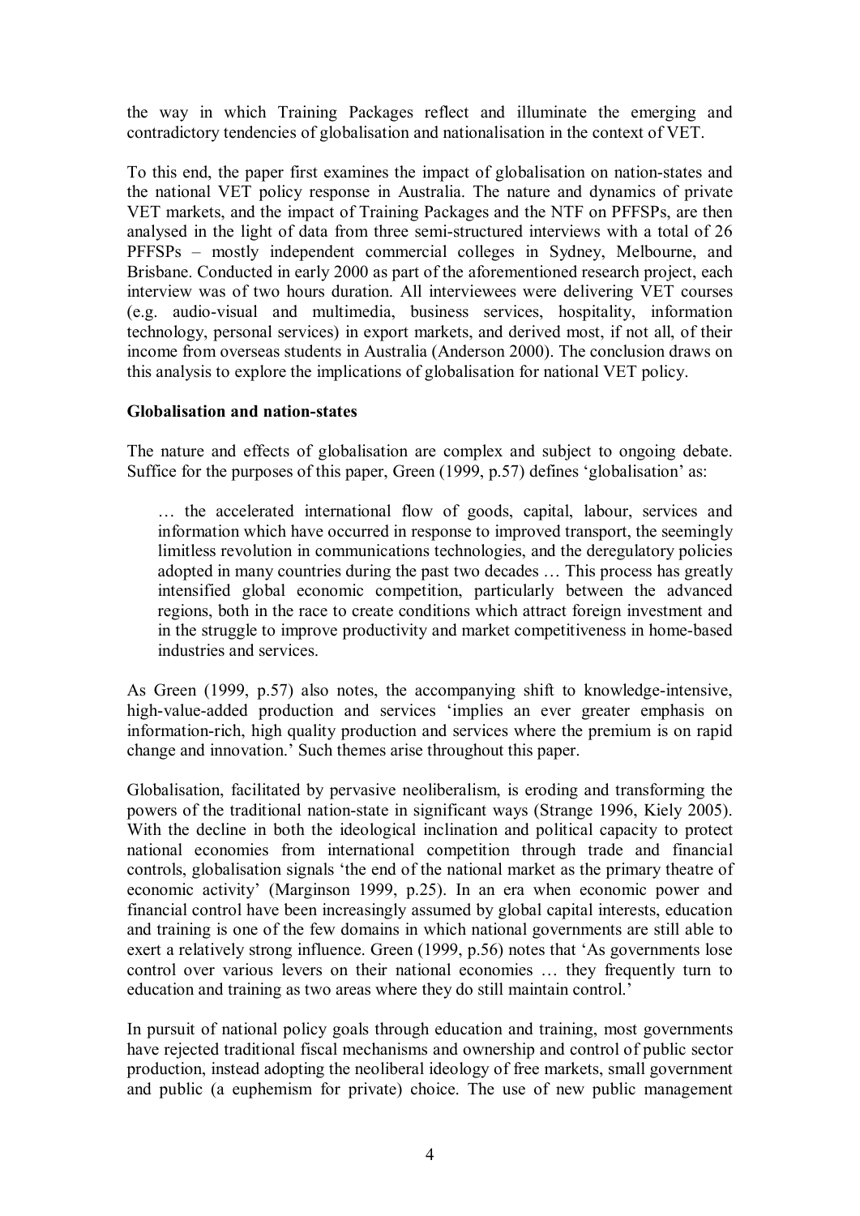the way in which Training Packages reflect and illuminate the emerging and contradictory tendencies of globalisation and nationalisation in the context of VET.

To this end, the paper first examines the impact of globalisation on nation-states and the national VET policy response in Australia. The nature and dynamics of private VET markets, and the impact of Training Packages and the NTF on PFFSPs, are then analysed in the light of data from three semi-structured interviews with a total of 26 PFFSPs – mostly independent commercial colleges in Sydney, Melbourne, and Brisbane. Conducted in early 2000 as part of the aforementioned research project, each interview was of two hours duration. All interviewees were delivering VET courses (e.g. audio-visual and multimedia, business services, hospitality, information technology, personal services) in export markets, and derived most, if not all, of their income from overseas students in Australia (Anderson 2000). The conclusion draws on this analysis to explore the implications of globalisation for national VET policy.

**Globalisation and nation-states**

The nature and effects of globalisation are complex and subject to ongoing debate. Suffice for the purposes of this paper, Green (1999, p.57) defines 'globalisation' as:

> … the accelerated international flow of goods, capital, labour, services and information which have occurred in response to improved transport, the seemingly limitless revolution in communications technologies, and the deregulatory policies adopted in many countries during the past two decades … This process has greatly intensified global economic competition, particularly between the advanced regions, both in the race to create conditions which attract foreign investment and in the struggle to improve productivity and market competitiveness in home-based industries and services.

As Green (1999, p.57) also notes, the accompanying shift to knowledge-intensive, high-value-added production and services 'implies an ever greater emphasis on information-rich, high quality production and services where the premium is on rapid change and innovation.' Such themes arise throughout this paper.

Globalisation, facilitated by pervasive neoliberalism, is eroding and transforming the powers of the traditional nation-state in significant ways (Strange 1996, Kiely 2005). With the decline in both the ideological inclination and political capacity to protect national economies from international competition through trade and financial controls, globalisation signals 'the end of the national market as the primary theatre of economic activity' (Marginson 1999, p.25). In an era when economic power and financial control have been increasingly assumed by global capital interests, education and training is one of the few domains in which national governments are still able to exert a relatively strong influence. Green (1999, p.56) notes that 'As governments lose control over various levers on their national economies … they frequently turn to education and training as two areas where they do still maintain control.'

In pursuit of national policy goals through education and training, most governments have rejected traditional fiscal mechanisms and ownership and control of public sector production, instead adopting the neoliberal ideology of free markets, small government and public (a euphemism for private) choice. The use of new public management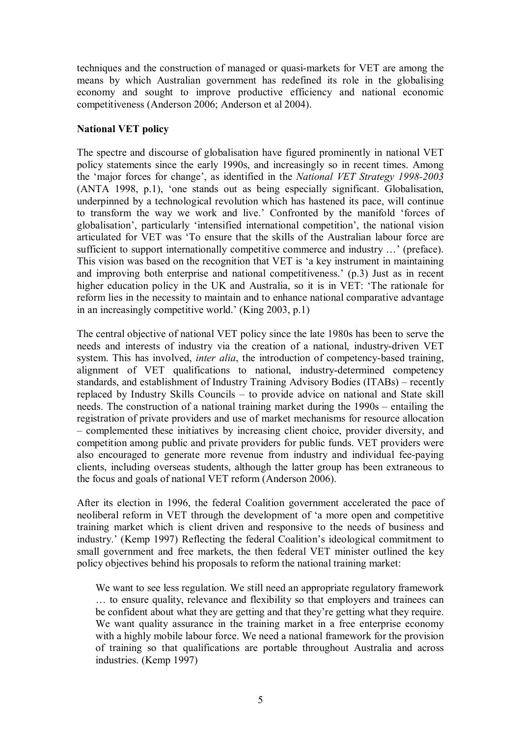techniques and the construction of managed or quasi-markets for VET are among the means by which Australian government has redefined its role in the globalising economy and sought to improve productive efficiency and national economic competitiveness (Anderson 2006; Anderson et al 2004).

**National VET policy**

The spectre and discourse of globalisation have figured prominently in national VET policy statements since the early 1990s, and increasingly so in recent times. Among the 'major forces for change', as identified in the *National VET Strategy 1998-2003* (ANTA 1998, p.1), 'one stands out as being especially significant. Globalisation, underpinned by a technological revolution which has hastened its pace, will continue to transform the way we work and live.' Confronted by the manifold 'forces of globalisation', particularly 'intensified international competition', the national vision articulated for VET was 'To ensure that the skills of the Australian labour force are sufficient to support internationally competitive commerce and industry …' (preface). This vision was based on the recognition that VET is 'a key instrument in maintaining and improving both enterprise and national competitiveness.' (p.3) Just as in recent higher education policy in the UK and Australia, so it is in VET: 'The rationale for reform lies in the necessity to maintain and to enhance national comparative advantage in an increasingly competitive world.' (King 2003, p.1)

The central objective of national VET policy since the late 1980s has been to serve the needs and interests of industry via the creation of a national, industry-driven VET system. This has involved, *inter alia*, the introduction of competency-based training, alignment of VET qualifications to national, industry-determined competency standards, and establishment of Industry Training Advisory Bodies (ITABs) – recently replaced by Industry Skills Councils – to provide advice on national and State skill needs. The construction of a national training market during the 1990s – entailing the registration of private providers and use of market mechanisms for resource allocation – complemented these initiatives by increasing client choice, provider diversity, and competition among public and private providers for public funds. VET providers were also encouraged to generate more revenue from industry and individual fee-paying clients, including overseas students, although the latter group has been extraneous to the focus and goals of national VET reform (Anderson 2006).

After its election in 1996, the federal Coalition government accelerated the pace of neoliberal reform in VET through the development of 'a more open and competitive training market which is client driven and responsive to the needs of business and industry.' (Kemp 1997) Reflecting the federal Coalition's ideological commitment to small government and free markets, the then federal VET minister outlined the key policy objectives behind his proposals to reform the national training market:

> We want to see less regulation. We still need an appropriate regulatory framework … to ensure quality, relevance and flexibility so that employers and trainees can be confident about what they are getting and that they're getting what they require. We want quality assurance in the training market in a free enterprise economy with a highly mobile labour force. We need a national framework for the provision of training so that qualifications are portable throughout Australia and across industries. (Kemp 1997)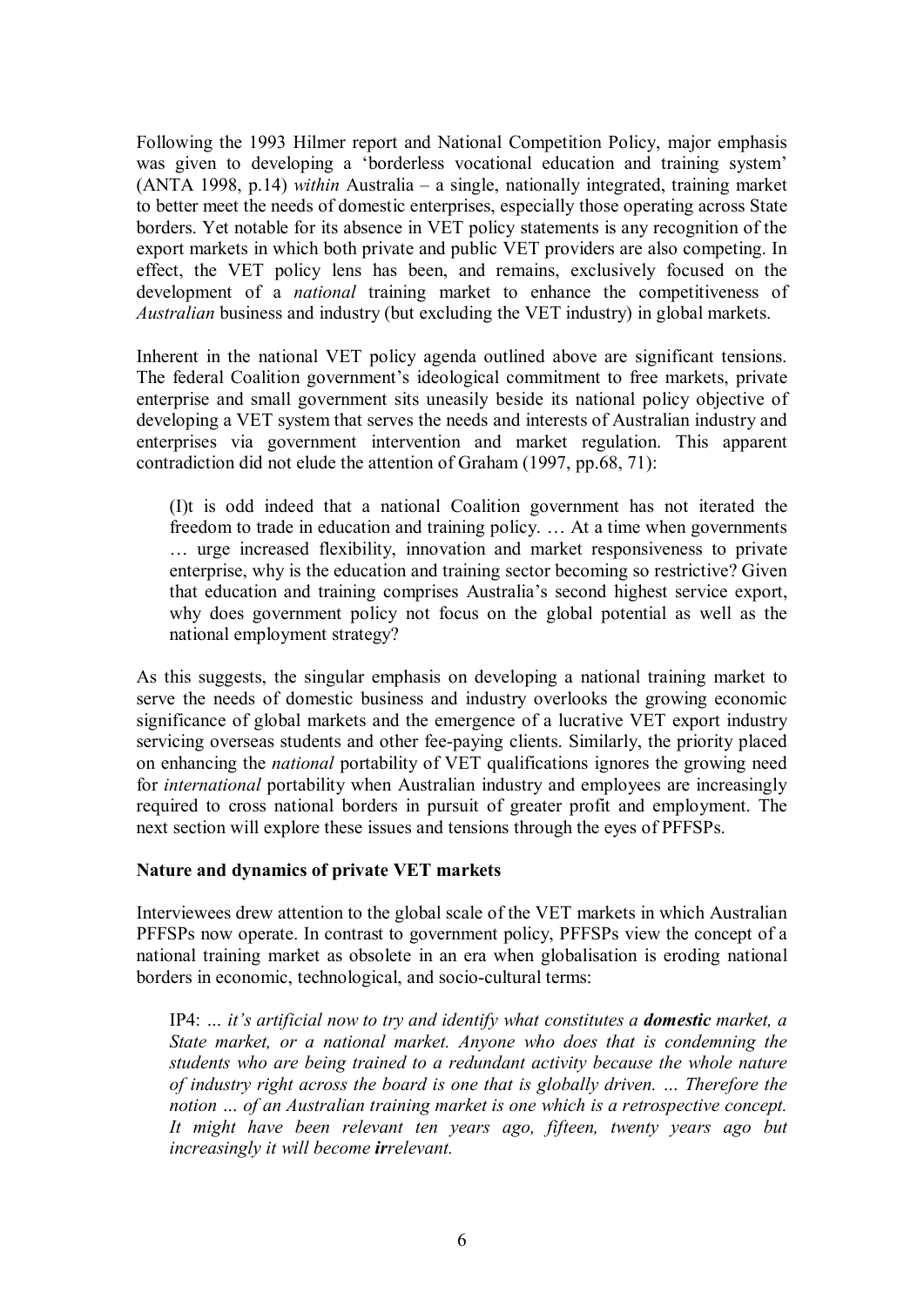Following the 1993 Hilmer report and National Competition Policy, major emphasis was given to developing a 'borderless vocational education and training system' (ANTA 1998, p.14) *within* Australia – a single, nationally integrated, training market to better meet the needs of domestic enterprises, especially those operating across State borders. Yet notable for its absence in VET policy statements is any recognition of the export markets in which both private and public VET providers are also competing. In effect, the VET policy lens has been, and remains, exclusively focused on the development of a *national* training market to enhance the competitiveness of *Australian* business and industry (but excluding the VET industry) in global markets.

Inherent in the national VET policy agenda outlined above are significant tensions. The federal Coalition government's ideological commitment to free markets, private enterprise and small government sits uneasily beside its national policy objective of developing a VET system that serves the needs and interests of Australian industry and enterprises via government intervention and market regulation. This apparent contradiction did not elude the attention of Graham (1997, pp.68, 71):

> (I)t is odd indeed that a national Coalition government has not iterated the freedom to trade in education and training policy. … At a time when governments … urge increased flexibility, innovation and market responsiveness to private enterprise, why is the education and training sector becoming so restrictive? Given that education and training comprises Australia's second highest service export, why does government policy not focus on the global potential as well as the national employment strategy?

As this suggests, the singular emphasis on developing a national training market to serve the needs of domestic business and industry overlooks the growing economic significance of global markets and the emergence of a lucrative VET export industry servicing overseas students and other fee-paying clients. Similarly, the priority placed on enhancing the *national* portability of VET qualifications ignores the growing need for *international* portability when Australian industry and employees are increasingly required to cross national borders in pursuit of greater profit and employment. The next section will explore these issues and tensions through the eyes of PFFSPs.

**Nature and dynamics of private VET markets**

Interviewees drew attention to the global scale of the VET markets in which Australian PFFSPs now operate. In contrast to government policy, PFFSPs view the concept of a national training market as obsolete in an era when globalisation is eroding national borders in economic, technological, and socio-cultural terms:

> IP4: *… it's artificial now to try and identify what constitutes a* ***domestic*** *market, a State market, or a national market. Anyone who does that is condemning the students who are being trained to a redundant activity because the whole nature of industry right across the board is one that is globally driven. … Therefore the notion … of an Australian training market is one which is a retrospective concept. It might have been relevant ten years ago, fifteen, twenty years ago but increasingly it will become* ***ir****relevant.*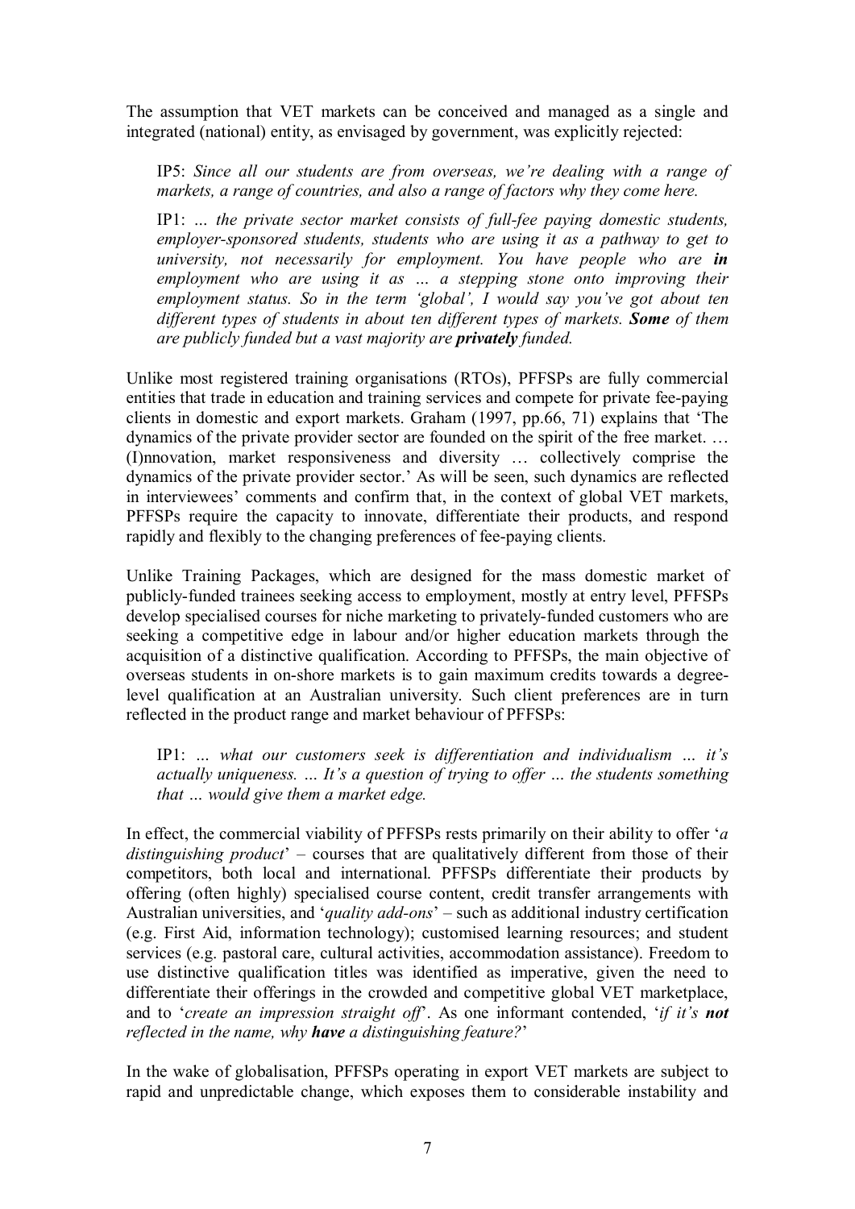The assumption that VET markets can be conceived and managed as a single and integrated (national) entity, as envisaged by government, was explicitly rejected:

> IP5: *Since all our students are from overseas, we're dealing with a range of markets, a range of countries, and also a range of factors why they come here.*

> IP1: *… the private sector market consists of full-fee paying domestic students, employer-sponsored students, students who are using it as a pathway to get to university, not necessarily for employment. You have people who are **in** employment who are using it as … a stepping stone onto improving their employment status. So in the term 'global', I would say you've got about ten different types of students in about ten different types of markets. **Some** of them are publicly funded but a vast majority are **privately** funded.*

Unlike most registered training organisations (RTOs), PFFSPs are fully commercial entities that trade in education and training services and compete for private fee-paying clients in domestic and export markets. Graham (1997, pp.66, 71) explains that 'The dynamics of the private provider sector are founded on the spirit of the free market. … (I)nnovation, market responsiveness and diversity … collectively comprise the dynamics of the private provider sector.' As will be seen, such dynamics are reflected in interviewees' comments and confirm that, in the context of global VET markets, PFFSPs require the capacity to innovate, differentiate their products, and respond rapidly and flexibly to the changing preferences of fee-paying clients.

Unlike Training Packages, which are designed for the mass domestic market of publicly-funded trainees seeking access to employment, mostly at entry level, PFFSPs develop specialised courses for niche marketing to privately-funded customers who are seeking a competitive edge in labour and/or higher education markets through the acquisition of a distinctive qualification. According to PFFSPs, the main objective of overseas students in on-shore markets is to gain maximum credits towards a degree-level qualification at an Australian university. Such client preferences are in turn reflected in the product range and market behaviour of PFFSPs:

> IP1: *… what our customers seek is differentiation and individualism … it's actually uniqueness. … It's a question of trying to offer … the students something that … would give them a market edge.*

In effect, the commercial viability of PFFSPs rests primarily on their ability to offer '*a distinguishing product*' – courses that are qualitatively different from those of their competitors, both local and international. PFFSPs differentiate their products by offering (often highly) specialised course content, credit transfer arrangements with Australian universities, and '*quality add-ons*' – such as additional industry certification (e.g. First Aid, information technology); customised learning resources; and student services (e.g. pastoral care, cultural activities, accommodation assistance). Freedom to use distinctive qualification titles was identified as imperative, given the need to differentiate their offerings in the crowded and competitive global VET marketplace, and to '*create an impression straight off*'. As one informant contended, '*if it's **not** reflected in the name, why **have** a distinguishing feature?*'

In the wake of globalisation, PFFSPs operating in export VET markets are subject to rapid and unpredictable change, which exposes them to considerable instability and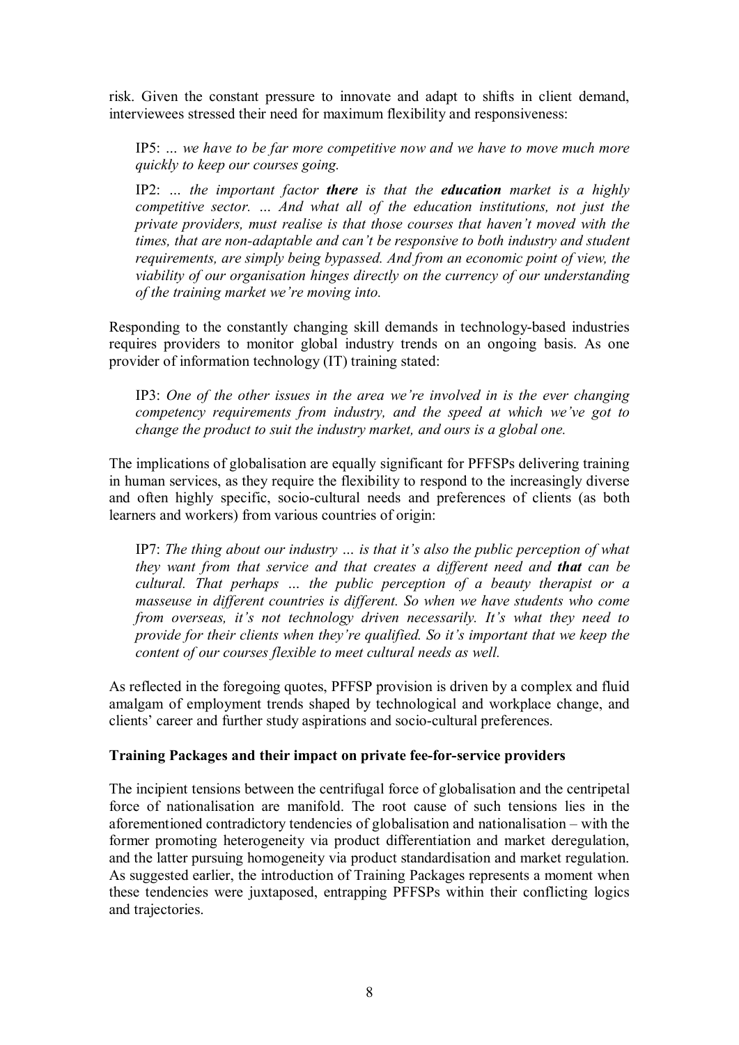risk. Given the constant pressure to innovate and adapt to shifts in client demand, interviewees stressed their need for maximum flexibility and responsiveness:

> IP5: *… we have to be far more competitive now and we have to move much more quickly to keep our courses going.*
>
> IP2: *… the important factor **there** is that the **education** market is a highly competitive sector. … And what all of the education institutions, not just the private providers, must realise is that those courses that haven't moved with the times, that are non-adaptable and can't be responsive to both industry and student requirements, are simply being bypassed. And from an economic point of view, the viability of our organisation hinges directly on the currency of our understanding of the training market we're moving into.*

Responding to the constantly changing skill demands in technology-based industries requires providers to monitor global industry trends on an ongoing basis. As one provider of information technology (IT) training stated:

> IP3: *One of the other issues in the area we're involved in is the ever changing competency requirements from industry, and the speed at which we've got to change the product to suit the industry market, and ours is a global one.*

The implications of globalisation are equally significant for PFFSPs delivering training in human services, as they require the flexibility to respond to the increasingly diverse and often highly specific, socio-cultural needs and preferences of clients (as both learners and workers) from various countries of origin:

> IP7: *The thing about our industry … is that it's also the public perception of what they want from that service and that creates a different need and **that** can be cultural. That perhaps … the public perception of a beauty therapist or a masseuse in different countries is different. So when we have students who come from overseas, it's not technology driven necessarily. It's what they need to provide for their clients when they're qualified. So it's important that we keep the content of our courses flexible to meet cultural needs as well.*

As reflected in the foregoing quotes, PFFSP provision is driven by a complex and fluid amalgam of employment trends shaped by technological and workplace change, and clients' career and further study aspirations and socio-cultural preferences.

**Training Packages and their impact on private fee-for-service providers**

The incipient tensions between the centrifugal force of globalisation and the centripetal force of nationalisation are manifold. The root cause of such tensions lies in the aforementioned contradictory tendencies of globalisation and nationalisation – with the former promoting heterogeneity via product differentiation and market deregulation, and the latter pursuing homogeneity via product standardisation and market regulation. As suggested earlier, the introduction of Training Packages represents a moment when these tendencies were juxtaposed, entrapping PFFSPs within their conflicting logics and trajectories.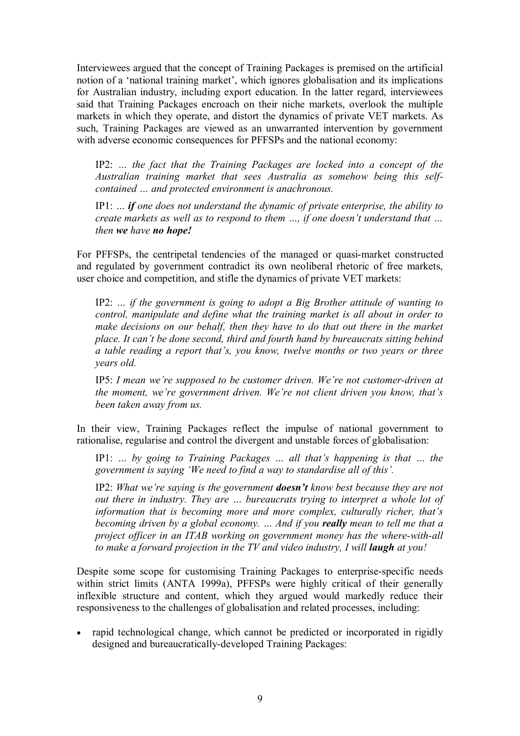Interviewees argued that the concept of Training Packages is premised on the artificial notion of a 'national training market', which ignores globalisation and its implications for Australian industry, including export education. In the latter regard, interviewees said that Training Packages encroach on their niche markets, overlook the multiple markets in which they operate, and distort the dynamics of private VET markets. As such, Training Packages are viewed as an unwarranted intervention by government with adverse economic consequences for PFFSPs and the national economy:

> IP2: *… the fact that the Training Packages are locked into a concept of the Australian training market that sees Australia as somehow being this self-contained … and protected environment is anachronous.*
>
> IP1: *… **if** one does not understand the dynamic of private enterprise, the ability to create markets as well as to respond to them …, if one doesn't understand that … then **we** have **no hope!***

For PFFSPs, the centripetal tendencies of the managed or quasi-market constructed and regulated by government contradict its own neoliberal rhetoric of free markets, user choice and competition, and stifle the dynamics of private VET markets:

> IP2: *… if the government is going to adopt a Big Brother attitude of wanting to control, manipulate and define what the training market is all about in order to make decisions on our behalf, then they have to do that out there in the market place. It can't be done second, third and fourth hand by bureaucrats sitting behind a table reading a report that's, you know, twelve months or two years or three years old.*
>
> IP5: *I mean we're supposed to be customer driven. We're not customer-driven at the moment, we're government driven. We're not client driven you know, that's been taken away from us.*

In their view, Training Packages reflect the impulse of national government to rationalise, regularise and control the divergent and unstable forces of globalisation:

> IP1: *… by going to Training Packages … all that's happening is that … the government is saying 'We need to find a way to standardise all of this'.*
>
> IP2: *What we're saying is the government **doesn't** know best because they are not out there in industry. They are … bureaucrats trying to interpret a whole lot of information that is becoming more and more complex, culturally richer, that's becoming driven by a global economy. … And if you **really** mean to tell me that a project officer in an ITAB working on government money has the where-with-all to make a forward projection in the TV and video industry, I will **laugh** at you!*

Despite some scope for customising Training Packages to enterprise-specific needs within strict limits (ANTA 1999a), PFFSPs were highly critical of their generally inflexible structure and content, which they argued would markedly reduce their responsiveness to the challenges of globalisation and related processes, including:

- rapid technological change, which cannot be predicted or incorporated in rigidly designed and bureaucratically-developed Training Packages: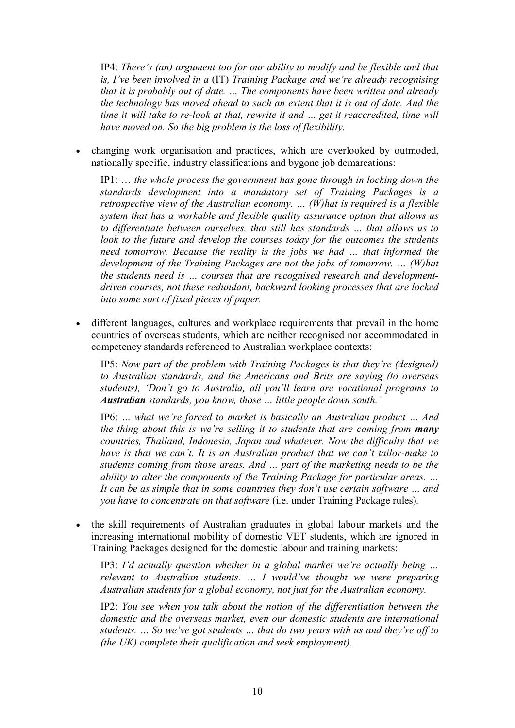IP4: *There's (an) argument too for our ability to modify and be flexible and that is, I've been involved in a* (IT) *Training Package and we're already recognising that it is probably out of date. … The components have been written and already the technology has moved ahead to such an extent that it is out of date. And the time it will take to re-look at that, rewrite it and … get it reaccredited, time will have moved on. So the big problem is the loss of flexibility.*

- changing work organisation and practices, which are overlooked by outmoded, nationally specific, industry classifications and bygone job demarcations:

  IP1: *… the whole process the government has gone through in locking down the standards development into a mandatory set of Training Packages is a retrospective view of the Australian economy. … (W)hat is required is a flexible system that has a workable and flexible quality assurance option that allows us to differentiate between ourselves, that still has standards … that allows us to look to the future and develop the courses today for the outcomes the students need tomorrow. Because the reality is the jobs we had … that informed the development of the Training Packages are not the jobs of tomorrow. … (W)hat the students need is … courses that are recognised research and development-driven courses, not these redundant, backward looking processes that are locked into some sort of fixed pieces of paper.*

- different languages, cultures and workplace requirements that prevail in the home countries of overseas students, which are neither recognised nor accommodated in competency standards referenced to Australian workplace contexts:

  IP5: *Now part of the problem with Training Packages is that they're (designed) to Australian standards, and the Americans and Brits are saying (to overseas students), 'Don't go to Australia, all you'll learn are vocational programs to* ***Australian*** *standards, you know, those … little people down south.'*

  IP6: *… what we're forced to market is basically an Australian product … And the thing about this is we're selling it to students that are coming from* ***many*** *countries, Thailand, Indonesia, Japan and whatever. Now the difficulty that we have is that we can't. It is an Australian product that we can't tailor-make to students coming from those areas. And … part of the marketing needs to be the ability to alter the components of the Training Package for particular areas. … It can be as simple that in some countries they don't use certain software … and you have to concentrate on that software* (i.e. under Training Package rules).

- the skill requirements of Australian graduates in global labour markets and the increasing international mobility of domestic VET students, which are ignored in Training Packages designed for the domestic labour and training markets:

  IP3: *I'd actually question whether in a global market we're actually being … relevant to Australian students. … I would've thought we were preparing Australian students for a global economy, not just for the Australian economy.*

  IP2: *You see when you talk about the notion of the differentiation between the domestic and the overseas market, even our domestic students are international students. … So we've got students … that do two years with us and they're off to (the UK) complete their qualification and seek employment).*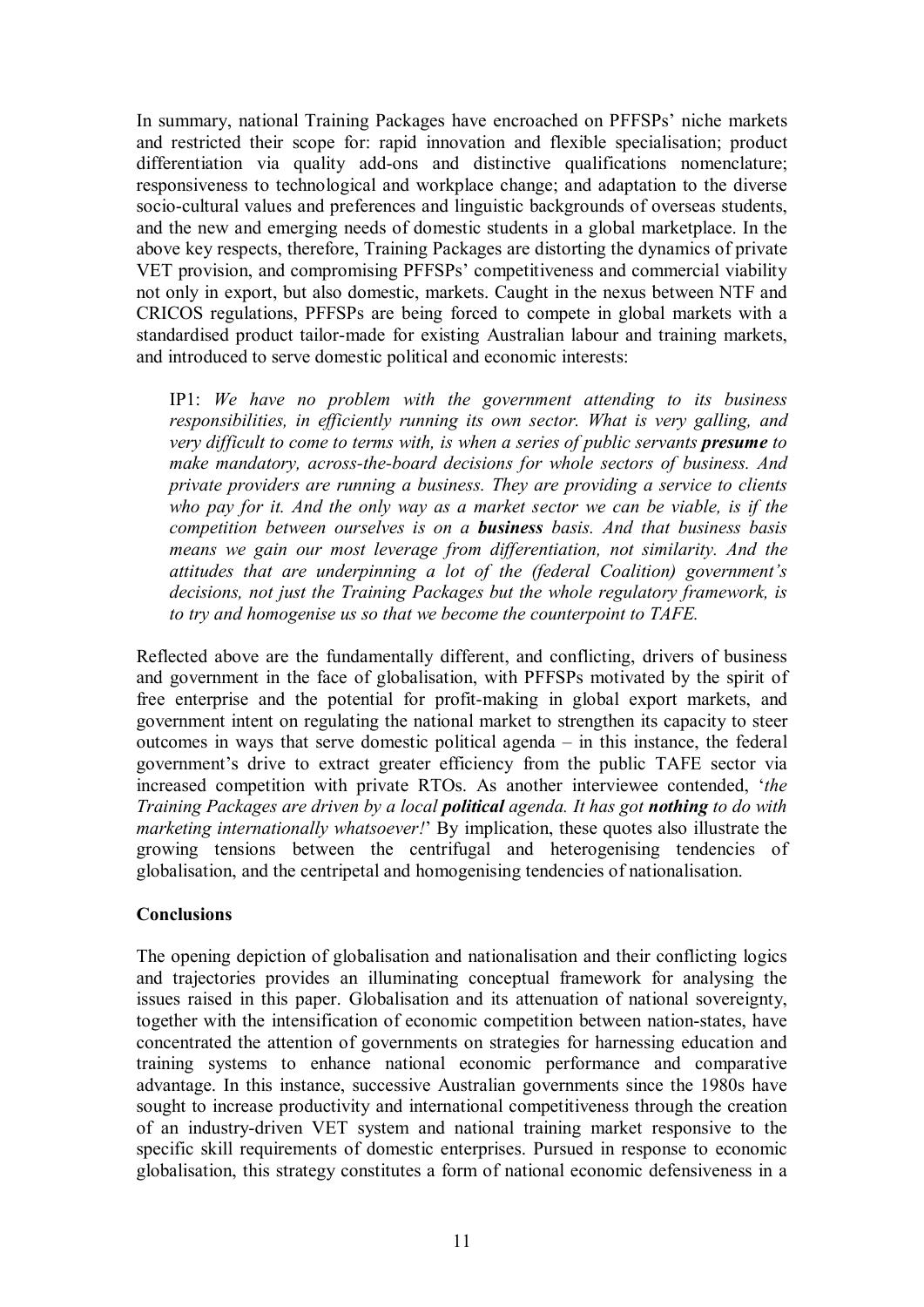In summary, national Training Packages have encroached on PFFSPs' niche markets and restricted their scope for: rapid innovation and flexible specialisation; product differentiation via quality add-ons and distinctive qualifications nomenclature; responsiveness to technological and workplace change; and adaptation to the diverse socio-cultural values and preferences and linguistic backgrounds of overseas students, and the new and emerging needs of domestic students in a global marketplace. In the above key respects, therefore, Training Packages are distorting the dynamics of private VET provision, and compromising PFFSPs' competitiveness and commercial viability not only in export, but also domestic, markets. Caught in the nexus between NTF and CRICOS regulations, PFFSPs are being forced to compete in global markets with a standardised product tailor-made for existing Australian labour and training markets, and introduced to serve domestic political and economic interests:

> IP1: *We have no problem with the government attending to its business responsibilities, in efficiently running its own sector. What is very galling, and very difficult to come to terms with, is when a series of public servants **presume** to make mandatory, across-the-board decisions for whole sectors of business. And private providers are running a business. They are providing a service to clients who pay for it. And the only way as a market sector we can be viable, is if the competition between ourselves is on a **business** basis. And that business basis means we gain our most leverage from differentiation, not similarity. And the attitudes that are underpinning a lot of the (federal Coalition) government's decisions, not just the Training Packages but the whole regulatory framework, is to try and homogenise us so that we become the counterpoint to TAFE.*

Reflected above are the fundamentally different, and conflicting, drivers of business and government in the face of globalisation, with PFFSPs motivated by the spirit of free enterprise and the potential for profit-making in global export markets, and government intent on regulating the national market to strengthen its capacity to steer outcomes in ways that serve domestic political agenda – in this instance, the federal government's drive to extract greater efficiency from the public TAFE sector via increased competition with private RTOs. As another interviewee contended, '*the Training Packages are driven by a local **political** agenda. It has got **nothing** to do with marketing internationally whatsoever!*' By implication, these quotes also illustrate the growing tensions between the centrifugal and heterogenising tendencies of globalisation, and the centripetal and homogenising tendencies of nationalisation.

## Conclusions

The opening depiction of globalisation and nationalisation and their conflicting logics and trajectories provides an illuminating conceptual framework for analysing the issues raised in this paper. Globalisation and its attenuation of national sovereignty, together with the intensification of economic competition between nation-states, have concentrated the attention of governments on strategies for harnessing education and training systems to enhance national economic performance and comparative advantage. In this instance, successive Australian governments since the 1980s have sought to increase productivity and international competitiveness through the creation of an industry-driven VET system and national training market responsive to the specific skill requirements of domestic enterprises. Pursued in response to economic globalisation, this strategy constitutes a form of national economic defensiveness in a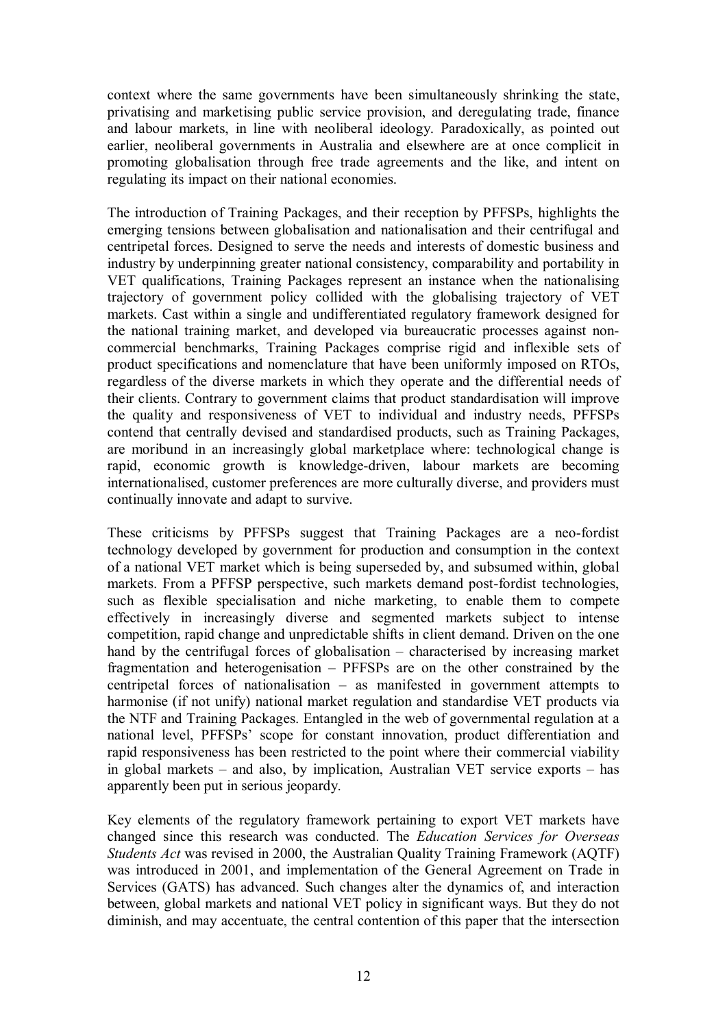context where the same governments have been simultaneously shrinking the state, privatising and marketising public service provision, and deregulating trade, finance and labour markets, in line with neoliberal ideology. Paradoxically, as pointed out earlier, neoliberal governments in Australia and elsewhere are at once complicit in promoting globalisation through free trade agreements and the like, and intent on regulating its impact on their national economies.

The introduction of Training Packages, and their reception by PFFSPs, highlights the emerging tensions between globalisation and nationalisation and their centrifugal and centripetal forces. Designed to serve the needs and interests of domestic business and industry by underpinning greater national consistency, comparability and portability in VET qualifications, Training Packages represent an instance when the nationalising trajectory of government policy collided with the globalising trajectory of VET markets. Cast within a single and undifferentiated regulatory framework designed for the national training market, and developed via bureaucratic processes against non-commercial benchmarks, Training Packages comprise rigid and inflexible sets of product specifications and nomenclature that have been uniformly imposed on RTOs, regardless of the diverse markets in which they operate and the differential needs of their clients. Contrary to government claims that product standardisation will improve the quality and responsiveness of VET to individual and industry needs, PFFSPs contend that centrally devised and standardised products, such as Training Packages, are moribund in an increasingly global marketplace where: technological change is rapid, economic growth is knowledge-driven, labour markets are becoming internationalised, customer preferences are more culturally diverse, and providers must continually innovate and adapt to survive.

These criticisms by PFFSPs suggest that Training Packages are a neo-fordist technology developed by government for production and consumption in the context of a national VET market which is being superseded by, and subsumed within, global markets. From a PFFSP perspective, such markets demand post-fordist technologies, such as flexible specialisation and niche marketing, to enable them to compete effectively in increasingly diverse and segmented markets subject to intense competition, rapid change and unpredictable shifts in client demand. Driven on the one hand by the centrifugal forces of globalisation – characterised by increasing market fragmentation and heterogenisation – PFFSPs are on the other constrained by the centripetal forces of nationalisation – as manifested in government attempts to harmonise (if not unify) national market regulation and standardise VET products via the NTF and Training Packages. Entangled in the web of governmental regulation at a national level, PFFSPs' scope for constant innovation, product differentiation and rapid responsiveness has been restricted to the point where their commercial viability in global markets – and also, by implication, Australian VET service exports – has apparently been put in serious jeopardy.

Key elements of the regulatory framework pertaining to export VET markets have changed since this research was conducted. The *Education Services for Overseas Students Act* was revised in 2000, the Australian Quality Training Framework (AQTF) was introduced in 2001, and implementation of the General Agreement on Trade in Services (GATS) has advanced. Such changes alter the dynamics of, and interaction between, global markets and national VET policy in significant ways. But they do not diminish, and may accentuate, the central contention of this paper that the intersection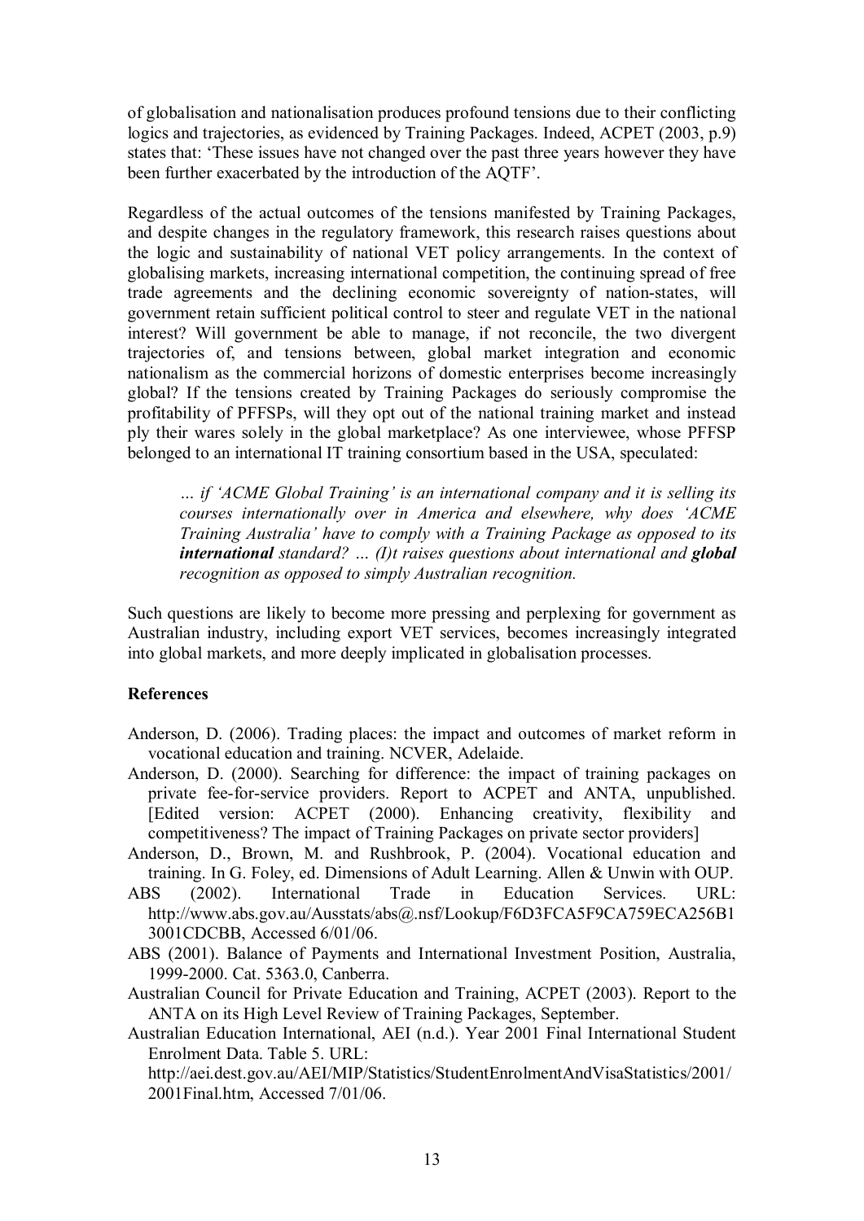of globalisation and nationalisation produces profound tensions due to their conflicting logics and trajectories, as evidenced by Training Packages. Indeed, ACPET (2003, p.9) states that: 'These issues have not changed over the past three years however they have been further exacerbated by the introduction of the AQTF'.

Regardless of the actual outcomes of the tensions manifested by Training Packages, and despite changes in the regulatory framework, this research raises questions about the logic and sustainability of national VET policy arrangements. In the context of globalising markets, increasing international competition, the continuing spread of free trade agreements and the declining economic sovereignty of nation-states, will government retain sufficient political control to steer and regulate VET in the national interest? Will government be able to manage, if not reconcile, the two divergent trajectories of, and tensions between, global market integration and economic nationalism as the commercial horizons of domestic enterprises become increasingly global? If the tensions created by Training Packages do seriously compromise the profitability of PFFSPs, will they opt out of the national training market and instead ply their wares solely in the global marketplace? As one interviewee, whose PFFSP belonged to an international IT training consortium based in the USA, speculated:

> *… if 'ACME Global Training' is an international company and it is selling its courses internationally over in America and elsewhere, why does 'ACME Training Australia' have to comply with a Training Package as opposed to its **international** standard? … (I)t raises questions about international and **global** recognition as opposed to simply Australian recognition.*

Such questions are likely to become more pressing and perplexing for government as Australian industry, including export VET services, becomes increasingly integrated into global markets, and more deeply implicated in globalisation processes.

## References

Anderson, D. (2006). Trading places: the impact and outcomes of market reform in vocational education and training. NCVER, Adelaide.

Anderson, D. (2000). Searching for difference: the impact of training packages on private fee-for-service providers. Report to ACPET and ANTA, unpublished. [Edited version: ACPET (2000). Enhancing creativity, flexibility and competitiveness? The impact of Training Packages on private sector providers]

Anderson, D., Brown, M. and Rushbrook, P. (2004). Vocational education and training. In G. Foley, ed. Dimensions of Adult Learning. Allen & Unwin with OUP.

ABS (2002). International Trade in Education Services. URL: http://www.abs.gov.au/Ausstats/abs@.nsf/Lookup/F6D3FCA5F9CA759ECA256B13001CDCBB, Accessed 6/01/06.

ABS (2001). Balance of Payments and International Investment Position, Australia, 1999-2000. Cat. 5363.0, Canberra.

Australian Council for Private Education and Training, ACPET (2003). Report to the ANTA on its High Level Review of Training Packages, September.

Australian Education International, AEI (n.d.). Year 2001 Final International Student Enrolment Data. Table 5. URL: http://aei.dest.gov.au/AEI/MIP/Statistics/StudentEnrolmentAndVisaStatistics/2001/2001Final.htm, Accessed 7/01/06.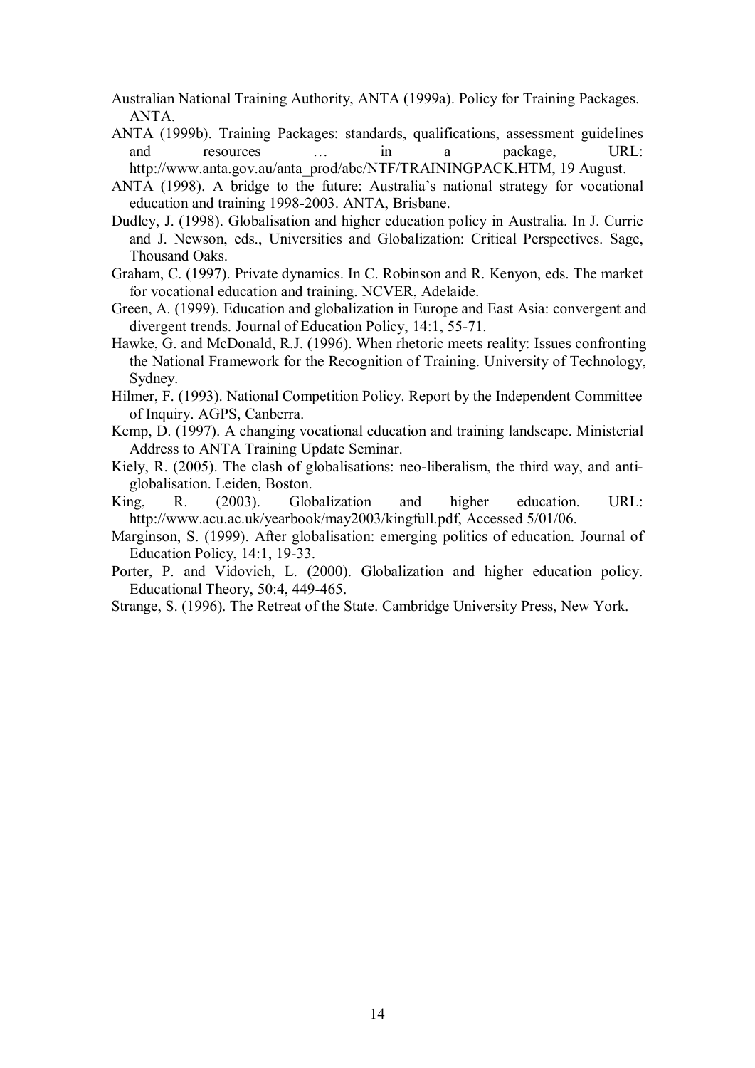Australian National Training Authority, ANTA (1999a). Policy for Training Packages. ANTA.

ANTA (1999b). Training Packages: standards, qualifications, assessment guidelines and resources … in a package, URL: http://www.anta.gov.au/anta_prod/abc/NTF/TRAININGPACK.HTM, 19 August.

ANTA (1998). A bridge to the future: Australia's national strategy for vocational education and training 1998-2003. ANTA, Brisbane.

Dudley, J. (1998). Globalisation and higher education policy in Australia. In J. Currie and J. Newson, eds., Universities and Globalization: Critical Perspectives. Sage, Thousand Oaks.

Graham, C. (1997). Private dynamics. In C. Robinson and R. Kenyon, eds. The market for vocational education and training. NCVER, Adelaide.

Green, A. (1999). Education and globalization in Europe and East Asia: convergent and divergent trends. Journal of Education Policy, 14:1, 55-71.

Hawke, G. and McDonald, R.J. (1996). When rhetoric meets reality: Issues confronting the National Framework for the Recognition of Training. University of Technology, Sydney.

Hilmer, F. (1993). National Competition Policy. Report by the Independent Committee of Inquiry. AGPS, Canberra.

Kemp, D. (1997). A changing vocational education and training landscape. Ministerial Address to ANTA Training Update Seminar.

Kiely, R. (2005). The clash of globalisations: neo-liberalism, the third way, and anti-globalisation. Leiden, Boston.

King, R. (2003). Globalization and higher education. URL: http://www.acu.ac.uk/yearbook/may2003/kingfull.pdf, Accessed 5/01/06.

Marginson, S. (1999). After globalisation: emerging politics of education. Journal of Education Policy, 14:1, 19-33.

Porter, P. and Vidovich, L. (2000). Globalization and higher education policy. Educational Theory, 50:4, 449-465.

Strange, S. (1996). The Retreat of the State. Cambridge University Press, New York.